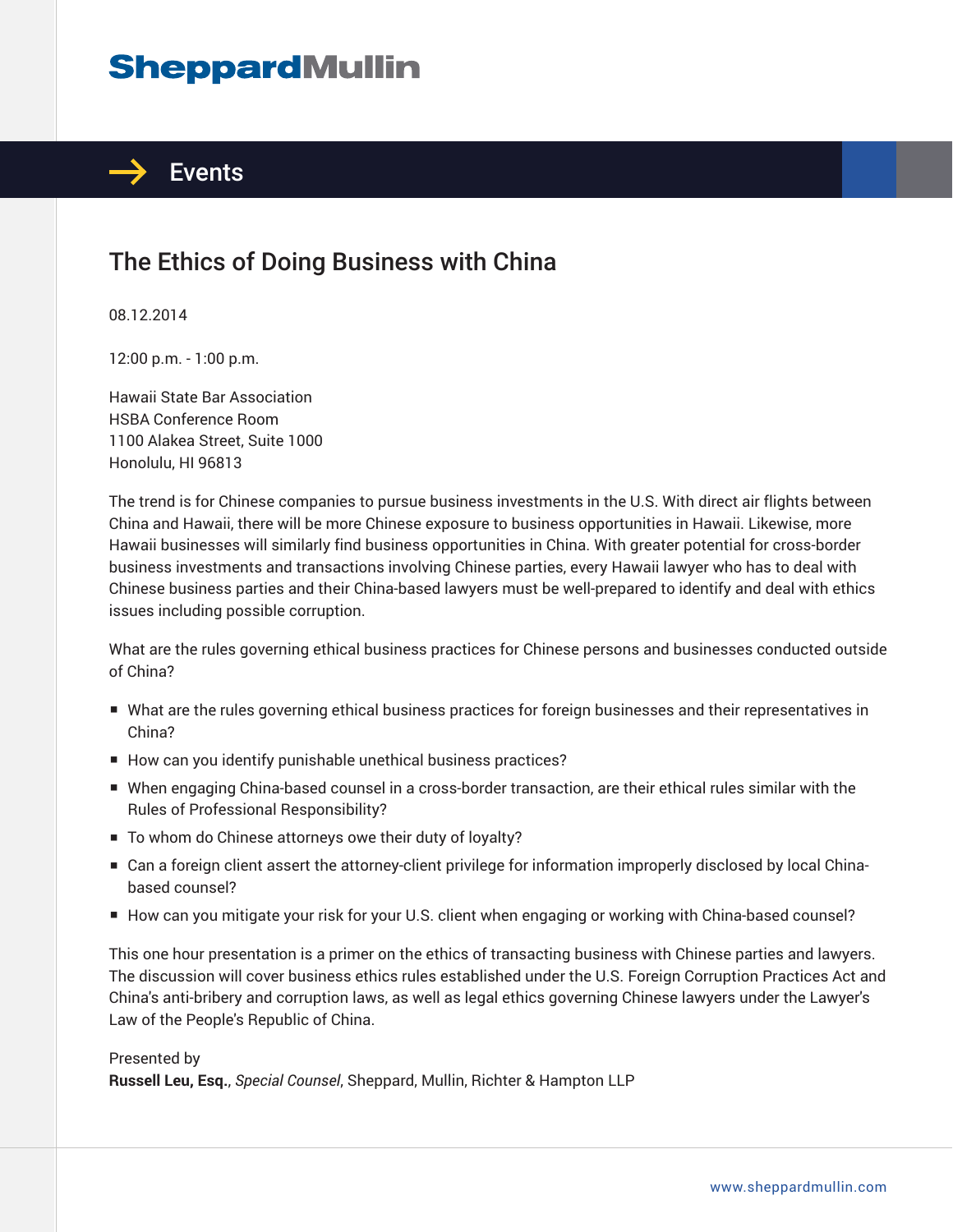# SheppardMullin

## Events

# The Ethics of Doing Business with China

08.12.2014

12:00 p.m. - 1:00 p.m.

Hawaii State Bar Association
HSBA Conference Room
1100 Alakea Street, Suite 1000
Honolulu, HI 96813

The trend is for Chinese companies to pursue business investments in the U.S. With direct air flights between China and Hawaii, there will be more Chinese exposure to business opportunities in Hawaii. Likewise, more Hawaii businesses will similarly find business opportunities in China. With greater potential for cross-border business investments and transactions involving Chinese parties, every Hawaii lawyer who has to deal with Chinese business parties and their China-based lawyers must be well-prepared to identify and deal with ethics issues including possible corruption.

What are the rules governing ethical business practices for Chinese persons and businesses conducted outside of China?

- What are the rules governing ethical business practices for foreign businesses and their representatives in China?
- How can you identify punishable unethical business practices?
- When engaging China-based counsel in a cross-border transaction, are their ethical rules similar with the Rules of Professional Responsibility?
- To whom do Chinese attorneys owe their duty of loyalty?
- Can a foreign client assert the attorney-client privilege for information improperly disclosed by local China-based counsel?
- How can you mitigate your risk for your U.S. client when engaging or working with China-based counsel?

This one hour presentation is a primer on the ethics of transacting business with Chinese parties and lawyers. The discussion will cover business ethics rules established under the U.S. Foreign Corruption Practices Act and China's anti-bribery and corruption laws, as well as legal ethics governing Chinese lawyers under the Lawyer's Law of the People's Republic of China.

Presented by
**Russell Leu, Esq.**, *Special Counsel*, Sheppard, Mullin, Richter & Hampton LLP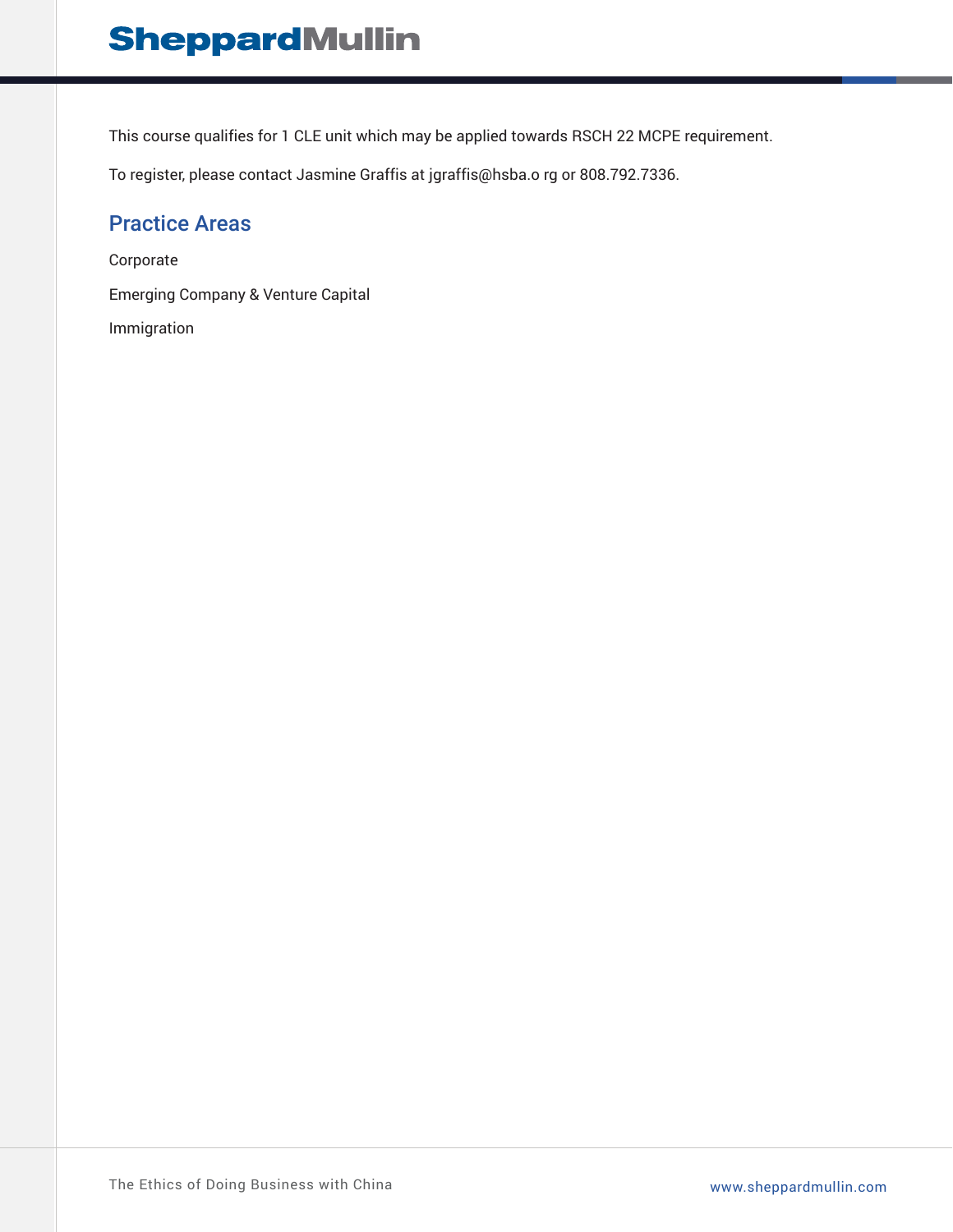This course qualifies for 1 CLE unit which may be applied towards RSCH 22 MCPE requirement.

To register, please contact Jasmine Graffis at jgraffis@hsba.o rg or 808.792.7336.

## Practice Areas

Corporate

Emerging Company & Venture Capital

Immigration